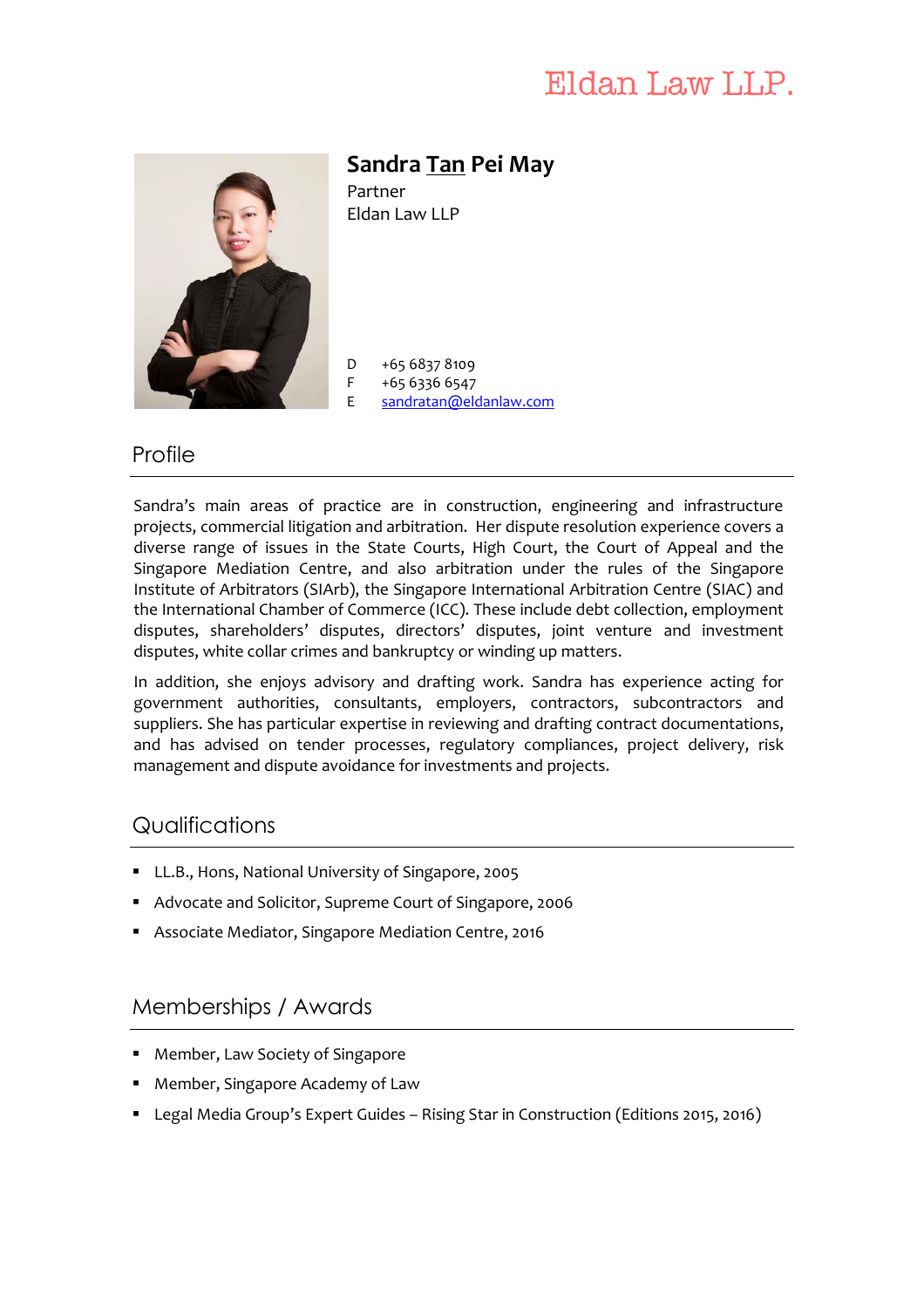Eldan Law LLP.

# Sandra Tan Pei May

Partner
Eldan Law LLP

D +65 6837 8109
F +65 6336 6547
E sandratan@eldanlaw.com

## Profile

Sandra's main areas of practice are in construction, engineering and infrastructure projects, commercial litigation and arbitration. Her dispute resolution experience covers a diverse range of issues in the State Courts, High Court, the Court of Appeal and the Singapore Mediation Centre, and also arbitration under the rules of the Singapore Institute of Arbitrators (SIArb), the Singapore International Arbitration Centre (SIAC) and the International Chamber of Commerce (ICC). These include debt collection, employment disputes, shareholders' disputes, directors' disputes, joint venture and investment disputes, white collar crimes and bankruptcy or winding up matters.

In addition, she enjoys advisory and drafting work. Sandra has experience acting for government authorities, consultants, employers, contractors, subcontractors and suppliers. She has particular expertise in reviewing and drafting contract documentations, and has advised on tender processes, regulatory compliances, project delivery, risk management and dispute avoidance for investments and projects.

## Qualifications

- LL.B., Hons, National University of Singapore, 2005
- Advocate and Solicitor, Supreme Court of Singapore, 2006
- Associate Mediator, Singapore Mediation Centre, 2016

## Memberships / Awards

- Member, Law Society of Singapore
- Member, Singapore Academy of Law
- Legal Media Group's Expert Guides – Rising Star in Construction (Editions 2015, 2016)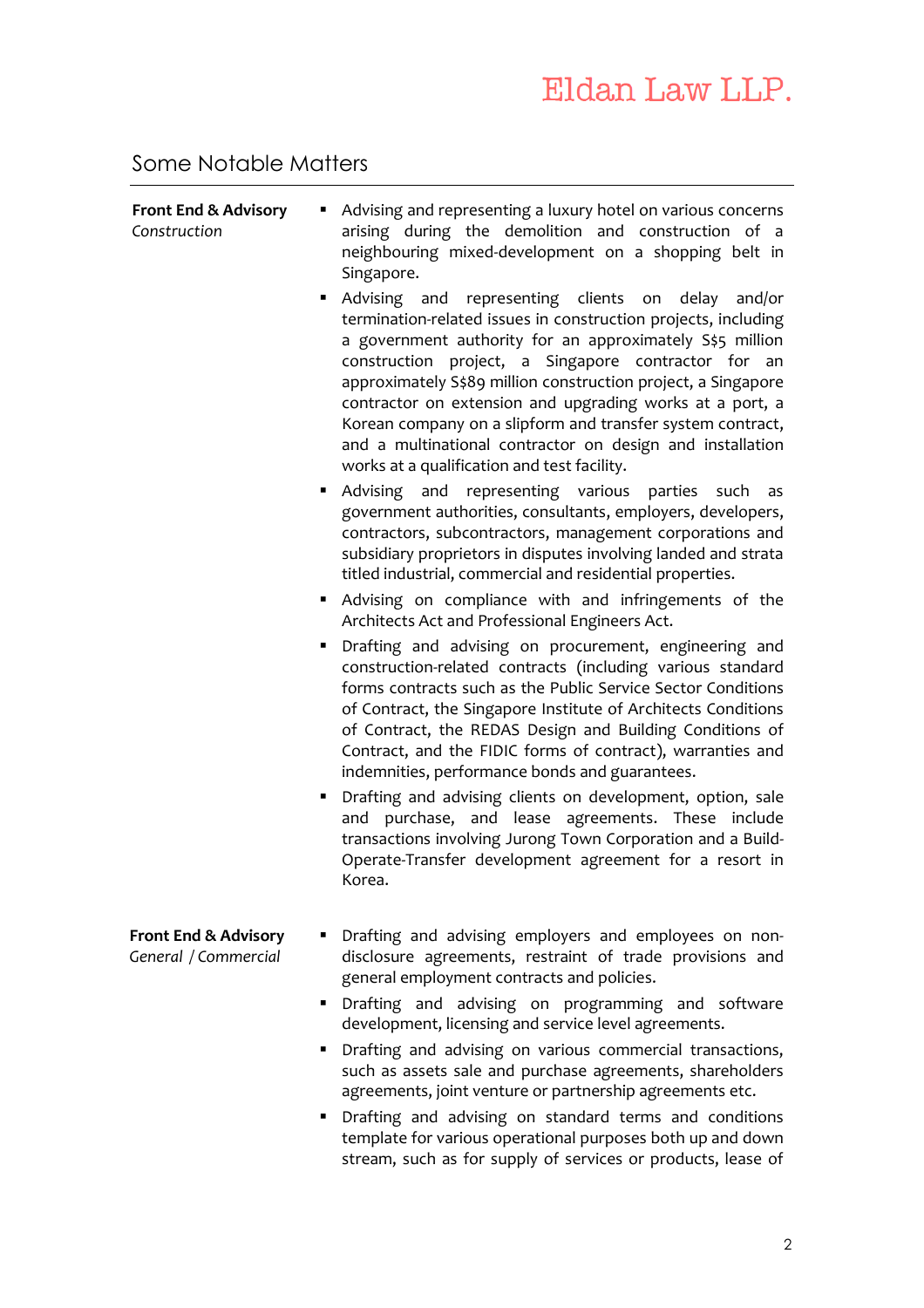## Some Notable Matters

**Front End & Advisory**
*Construction*

- Advising and representing a luxury hotel on various concerns arising during the demolition and construction of a neighbouring mixed-development on a shopping belt in Singapore.
- Advising and representing clients on delay and/or termination-related issues in construction projects, including a government authority for an approximately S$5 million construction project, a Singapore contractor for an approximately S$89 million construction project, a Singapore contractor on extension and upgrading works at a port, a Korean company on a slipform and transfer system contract, and a multinational contractor on design and installation works at a qualification and test facility.
- Advising and representing various parties such as government authorities, consultants, employers, developers, contractors, subcontractors, management corporations and subsidiary proprietors in disputes involving landed and strata titled industrial, commercial and residential properties.
- Advising on compliance with and infringements of the Architects Act and Professional Engineers Act.
- Drafting and advising on procurement, engineering and construction-related contracts (including various standard forms contracts such as the Public Service Sector Conditions of Contract, the Singapore Institute of Architects Conditions of Contract, the REDAS Design and Building Conditions of Contract, and the FIDIC forms of contract), warranties and indemnities, performance bonds and guarantees.
- Drafting and advising clients on development, option, sale and purchase, and lease agreements. These include transactions involving Jurong Town Corporation and a Build-Operate-Transfer development agreement for a resort in Korea.

**Front End & Advisory**
*General / Commercial*

- Drafting and advising employers and employees on non-disclosure agreements, restraint of trade provisions and general employment contracts and policies.
- Drafting and advising on programming and software development, licensing and service level agreements.
- Drafting and advising on various commercial transactions, such as assets sale and purchase agreements, shareholders agreements, joint venture or partnership agreements etc.
- Drafting and advising on standard terms and conditions template for various operational purposes both up and down stream, such as for supply of services or products, lease of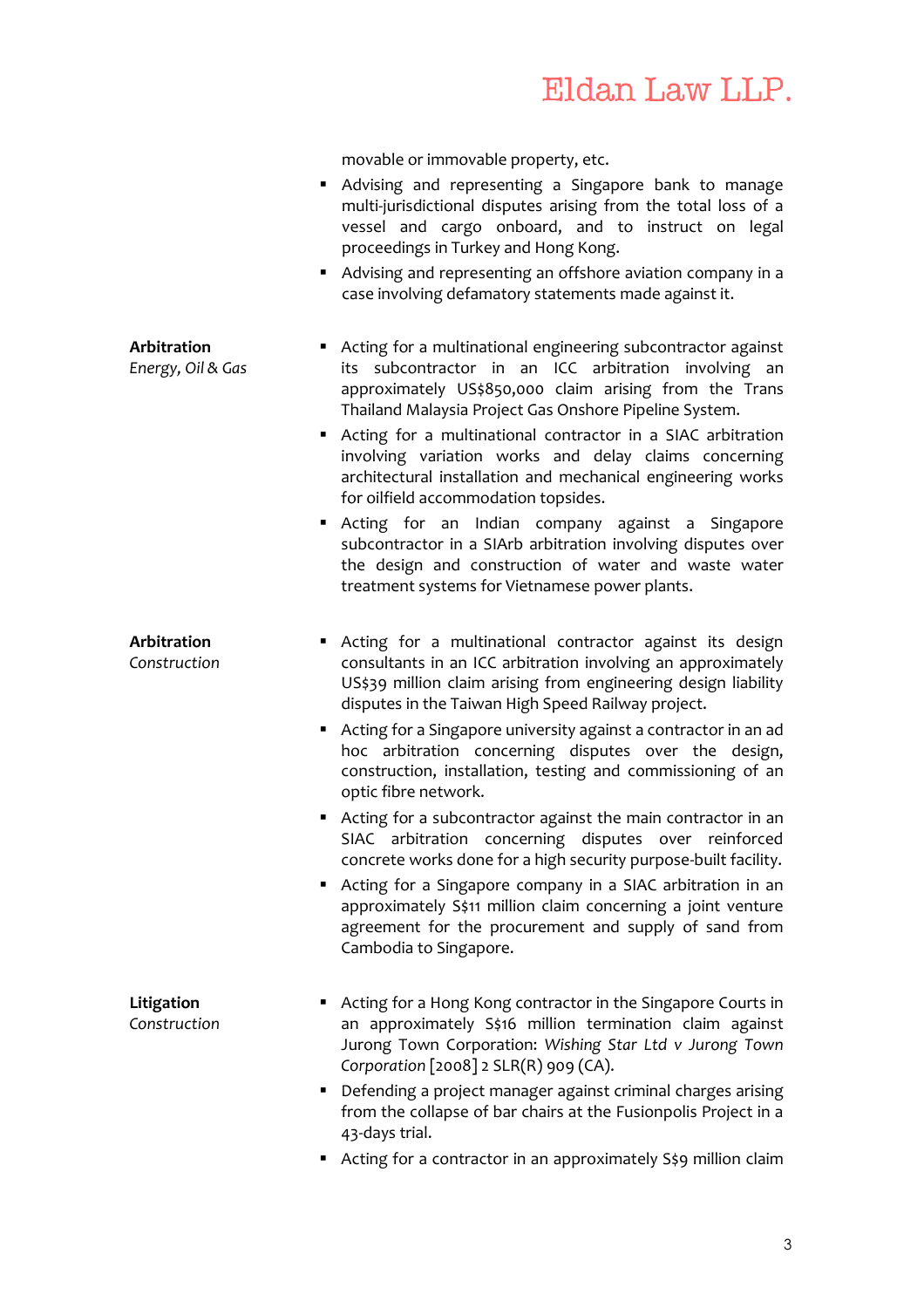movable or immovable property, etc.

- Advising and representing a Singapore bank to manage multi-jurisdictional disputes arising from the total loss of a vessel and cargo onboard, and to instruct on legal proceedings in Turkey and Hong Kong.
- Advising and representing an offshore aviation company in a case involving defamatory statements made against it.

**Arbitration**
*Energy, Oil & Gas*

- Acting for a multinational engineering subcontractor against its subcontractor in an ICC arbitration involving an approximately US$850,000 claim arising from the Trans Thailand Malaysia Project Gas Onshore Pipeline System.
- Acting for a multinational contractor in a SIAC arbitration involving variation works and delay claims concerning architectural installation and mechanical engineering works for oilfield accommodation topsides.
- Acting for an Indian company against a Singapore subcontractor in a SIArb arbitration involving disputes over the design and construction of water and waste water treatment systems for Vietnamese power plants.

**Arbitration**
*Construction*

- Acting for a multinational contractor against its design consultants in an ICC arbitration involving an approximately US$39 million claim arising from engineering design liability disputes in the Taiwan High Speed Railway project.
- Acting for a Singapore university against a contractor in an ad hoc arbitration concerning disputes over the design, construction, installation, testing and commissioning of an optic fibre network.
- Acting for a subcontractor against the main contractor in an SIAC arbitration concerning disputes over reinforced concrete works done for a high security purpose-built facility.
- Acting for a Singapore company in a SIAC arbitration in an approximately S$11 million claim concerning a joint venture agreement for the procurement and supply of sand from Cambodia to Singapore.

**Litigation**
*Construction*

- Acting for a Hong Kong contractor in the Singapore Courts in an approximately S$16 million termination claim against Jurong Town Corporation: *Wishing Star Ltd v Jurong Town Corporation* [2008] 2 SLR(R) 909 (CA).
- Defending a project manager against criminal charges arising from the collapse of bar chairs at the Fusionpolis Project in a 43-days trial.
- Acting for a contractor in an approximately S$9 million claim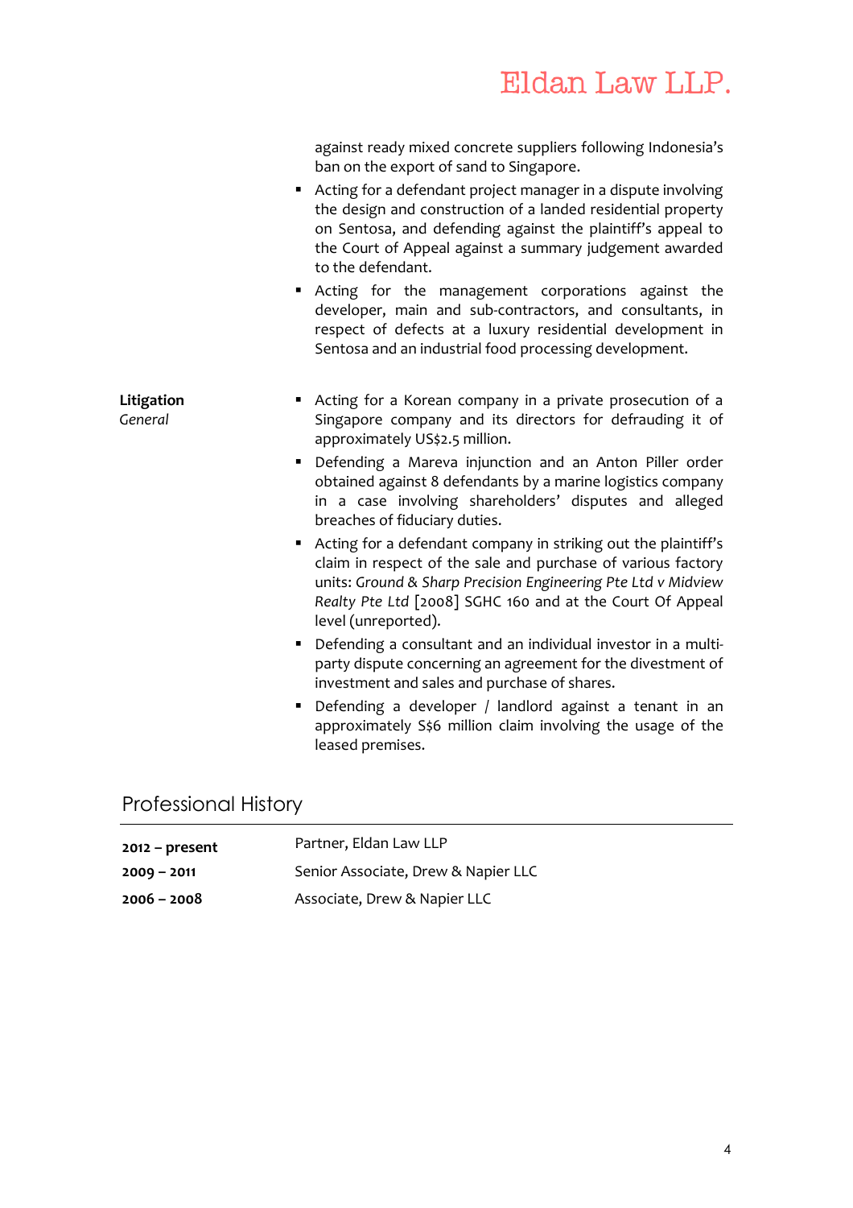against ready mixed concrete suppliers following Indonesia's ban on the export of sand to Singapore.

- Acting for a defendant project manager in a dispute involving the design and construction of a landed residential property on Sentosa, and defending against the plaintiff's appeal to the Court of Appeal against a summary judgement awarded to the defendant.
- Acting for the management corporations against the developer, main and sub-contractors, and consultants, in respect of defects at a luxury residential development in Sentosa and an industrial food processing development.

**Litigation**
*General*

- Acting for a Korean company in a private prosecution of a Singapore company and its directors for defrauding it of approximately US$2.5 million.
- Defending a Mareva injunction and an Anton Piller order obtained against 8 defendants by a marine logistics company in a case involving shareholders' disputes and alleged breaches of fiduciary duties.
- Acting for a defendant company in striking out the plaintiff's claim in respect of the sale and purchase of various factory units: *Ground & Sharp Precision Engineering Pte Ltd v Midview Realty Pte Ltd* [2008] SGHC 160 and at the Court Of Appeal level (unreported).
- Defending a consultant and an individual investor in a multi-party dispute concerning an agreement for the divestment of investment and sales and purchase of shares.
- Defending a developer / landlord against a tenant in an approximately S$6 million claim involving the usage of the leased premises.

## Professional History

| | |
|---|---|
| **2012 – present** | Partner, Eldan Law LLP |
| **2009 – 2011** | Senior Associate, Drew & Napier LLC |
| **2006 – 2008** | Associate, Drew & Napier LLC |